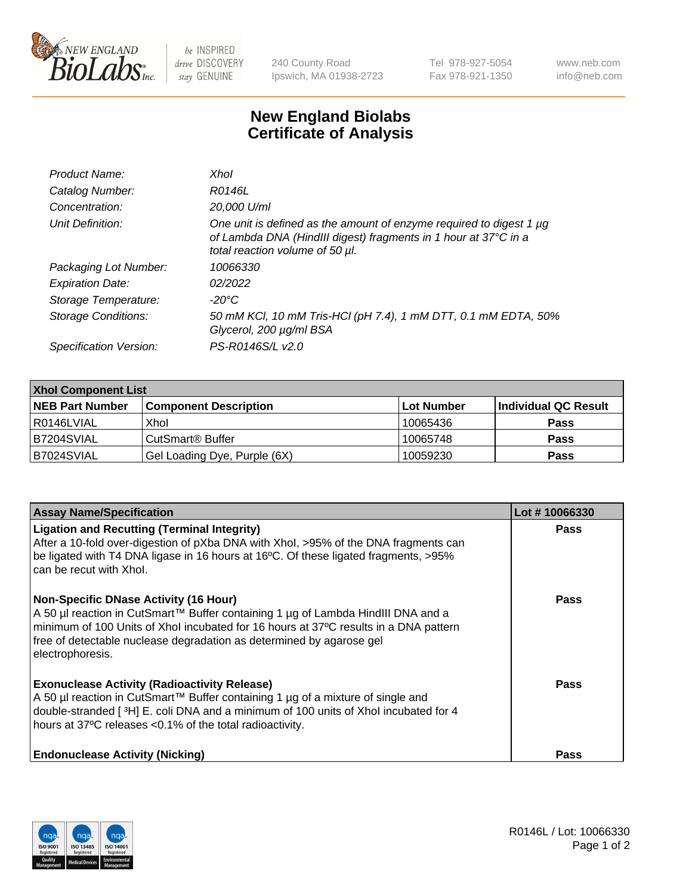# New England Biolabs Certificate of Analysis

| | |
|---|---|
| *Product Name:* | *XhoI* |
| *Catalog Number:* | *R0146L* |
| *Concentration:* | *20,000 U/ml* |
| *Unit Definition:* | *One unit is defined as the amount of enzyme required to digest 1 µg of Lambda DNA (HindIII digest) fragments in 1 hour at 37°C in a total reaction volume of 50 µl.* |
| *Packaging Lot Number:* | *10066330* |
| *Expiration Date:* | *02/2022* |
| *Storage Temperature:* | *-20°C* |
| *Storage Conditions:* | *50 mM KCl, 10 mM Tris-HCl (pH 7.4), 1 mM DTT, 0.1 mM EDTA, 50% Glycerol, 200 µg/ml BSA* |
| *Specification Version:* | *PS-R0146S/L v2.0* |

| XhoI Component List | | | |
|---|---|---|---|
| **NEB Part Number** | **Component Description** | **Lot Number** | **Individual QC Result** |
| R0146LVIAL | XhoI | 10065436 | **Pass** |
| B7204SVIAL | CutSmart® Buffer | 10065748 | **Pass** |
| B7024SVIAL | Gel Loading Dye, Purple (6X) | 10059230 | **Pass** |

| Assay Name/Specification | Lot # 10066330 |
|---|---|
| **Ligation and Recutting (Terminal Integrity)** After a 10-fold over-digestion of pXba DNA with XhoI, >95% of the DNA fragments can be ligated with T4 DNA ligase in 16 hours at 16ºC. Of these ligated fragments, >95% can be recut with XhoI. | **Pass** |
| **Non-Specific DNase Activity (16 Hour)** A 50 µl reaction in CutSmart™ Buffer containing 1 µg of Lambda HindIII DNA and a minimum of 100 Units of XhoI incubated for 16 hours at 37ºC results in a DNA pattern free of detectable nuclease degradation as determined by agarose gel electrophoresis. | **Pass** |
| **Exonuclease Activity (Radioactivity Release)** A 50 µl reaction in CutSmart™ Buffer containing 1 µg of a mixture of single and double-stranded [ $^{3}$H] E. coli DNA and a minimum of 100 units of XhoI incubated for 4 hours at 37ºC releases <0.1% of the total radioactivity. | **Pass** |
| **Endonuclease Activity (Nicking)** | **Pass** |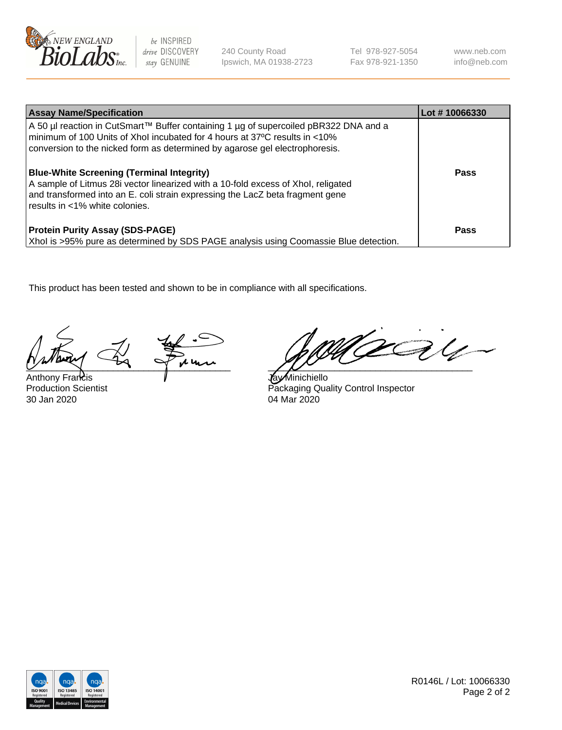| Assay Name/Specification | Lot # 10066330 |
| --- | --- |
| A 50 µl reaction in CutSmart™ Buffer containing 1 µg of supercoiled pBR322 DNA and a minimum of 100 Units of XhoI incubated for 4 hours at 37ºC results in <10% conversion to the nicked form as determined by agarose gel electrophoresis. | |
| **Blue-White Screening (Terminal Integrity)**<br>A sample of Litmus 28i vector linearized with a 10-fold excess of XhoI, religated and transformed into an E. coli strain expressing the LacZ beta fragment gene results in <1% white colonies. | **Pass** |
| **Protein Purity Assay (SDS-PAGE)**<br>XhoI is >95% pure as determined by SDS PAGE analysis using Coomassie Blue detection. | **Pass** |

This product has been tested and shown to be in compliance with all specifications.

Anthony Francis
Production Scientist
30 Jan 2020

Jay Minichiello
Packaging Quality Control Inspector
04 Mar 2020

R0146L / Lot: 10066330